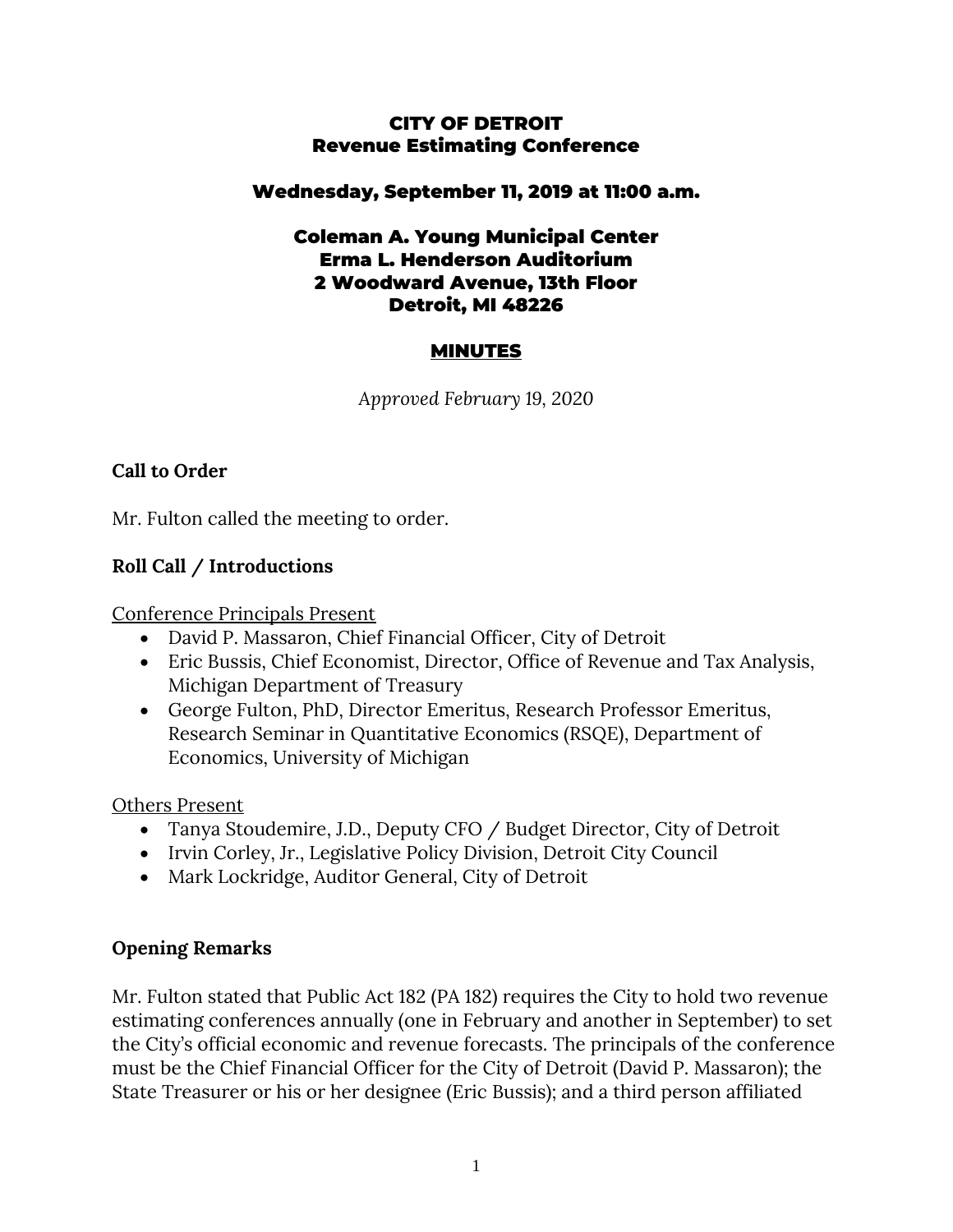# CITY OF DETROIT
## Revenue Estimating Conference

**Wednesday, September 11, 2019 at 11:00 a.m.**

**Coleman A. Young Municipal Center**
**Erma L. Henderson Auditorium**
**2 Woodward Avenue, 13th Floor**
**Detroit, MI 48226**

## MINUTES

*Approved February 19, 2020*

### Call to Order

Mr. Fulton called the meeting to order.

### Roll Call / Introductions

Conference Principals Present

- David P. Massaron, Chief Financial Officer, City of Detroit
- Eric Bussis, Chief Economist, Director, Office of Revenue and Tax Analysis, Michigan Department of Treasury
- George Fulton, PhD, Director Emeritus, Research Professor Emeritus, Research Seminar in Quantitative Economics (RSQE), Department of Economics, University of Michigan

Others Present

- Tanya Stoudemire, J.D., Deputy CFO / Budget Director, City of Detroit
- Irvin Corley, Jr., Legislative Policy Division, Detroit City Council
- Mark Lockridge, Auditor General, City of Detroit

### Opening Remarks

Mr. Fulton stated that Public Act 182 (PA 182) requires the City to hold two revenue estimating conferences annually (one in February and another in September) to set the City's official economic and revenue forecasts. The principals of the conference must be the Chief Financial Officer for the City of Detroit (David P. Massaron); the State Treasurer or his or her designee (Eric Bussis); and a third person affiliated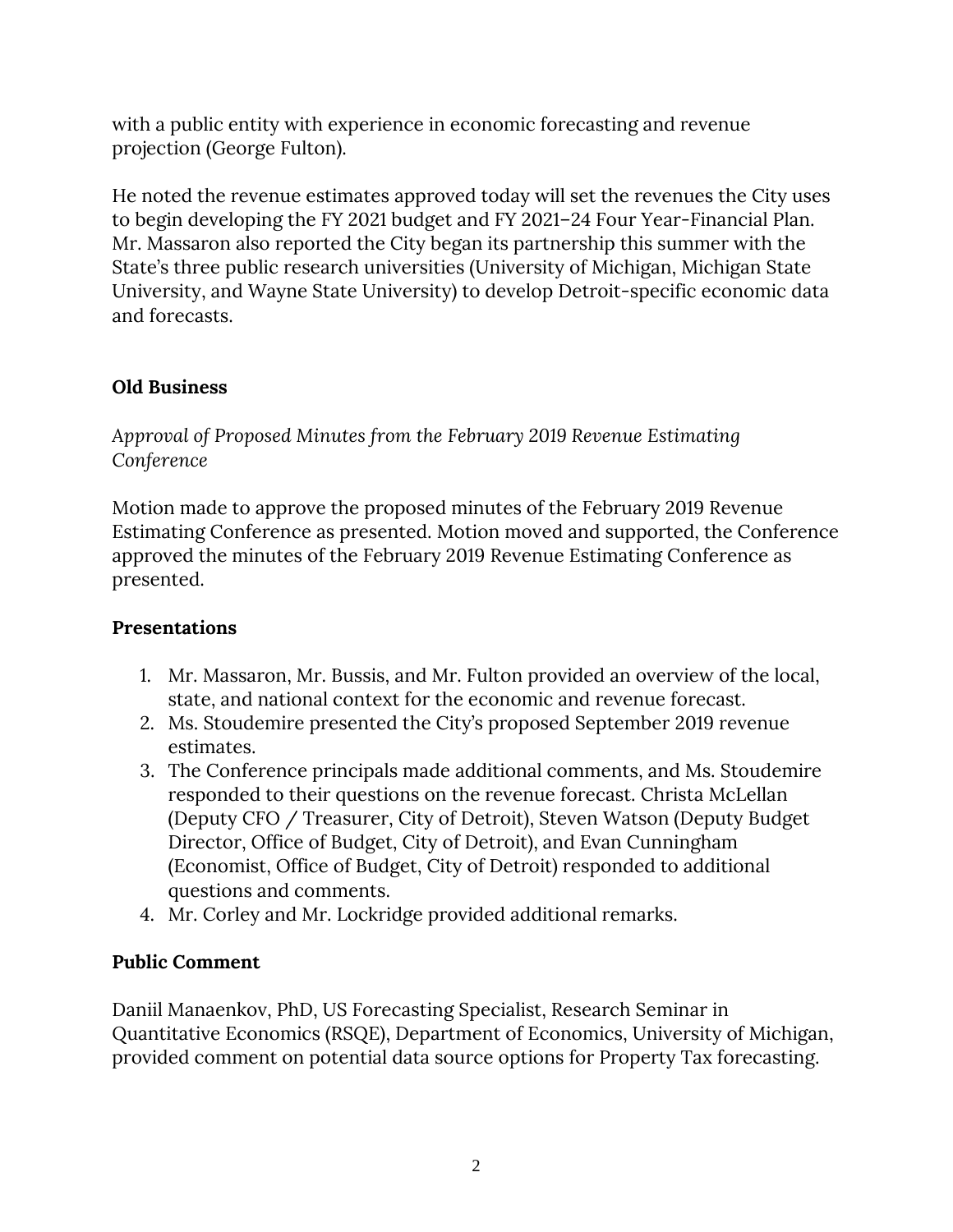with a public entity with experience in economic forecasting and revenue projection (George Fulton).

He noted the revenue estimates approved today will set the revenues the City uses to begin developing the FY 2021 budget and FY 2021–24 Four Year-Financial Plan. Mr. Massaron also reported the City began its partnership this summer with the State's three public research universities (University of Michigan, Michigan State University, and Wayne State University) to develop Detroit-specific economic data and forecasts.

**Old Business**

*Approval of Proposed Minutes from the February 2019 Revenue Estimating Conference*

Motion made to approve the proposed minutes of the February 2019 Revenue Estimating Conference as presented. Motion moved and supported, the Conference approved the minutes of the February 2019 Revenue Estimating Conference as presented.

**Presentations**

1. Mr. Massaron, Mr. Bussis, and Mr. Fulton provided an overview of the local, state, and national context for the economic and revenue forecast.
2. Ms. Stoudemire presented the City's proposed September 2019 revenue estimates.
3. The Conference principals made additional comments, and Ms. Stoudemire responded to their questions on the revenue forecast. Christa McLellan (Deputy CFO / Treasurer, City of Detroit), Steven Watson (Deputy Budget Director, Office of Budget, City of Detroit), and Evan Cunningham (Economist, Office of Budget, City of Detroit) responded to additional questions and comments.
4. Mr. Corley and Mr. Lockridge provided additional remarks.

**Public Comment**

Daniil Manaenkov, PhD, US Forecasting Specialist, Research Seminar in Quantitative Economics (RSQE), Department of Economics, University of Michigan, provided comment on potential data source options for Property Tax forecasting.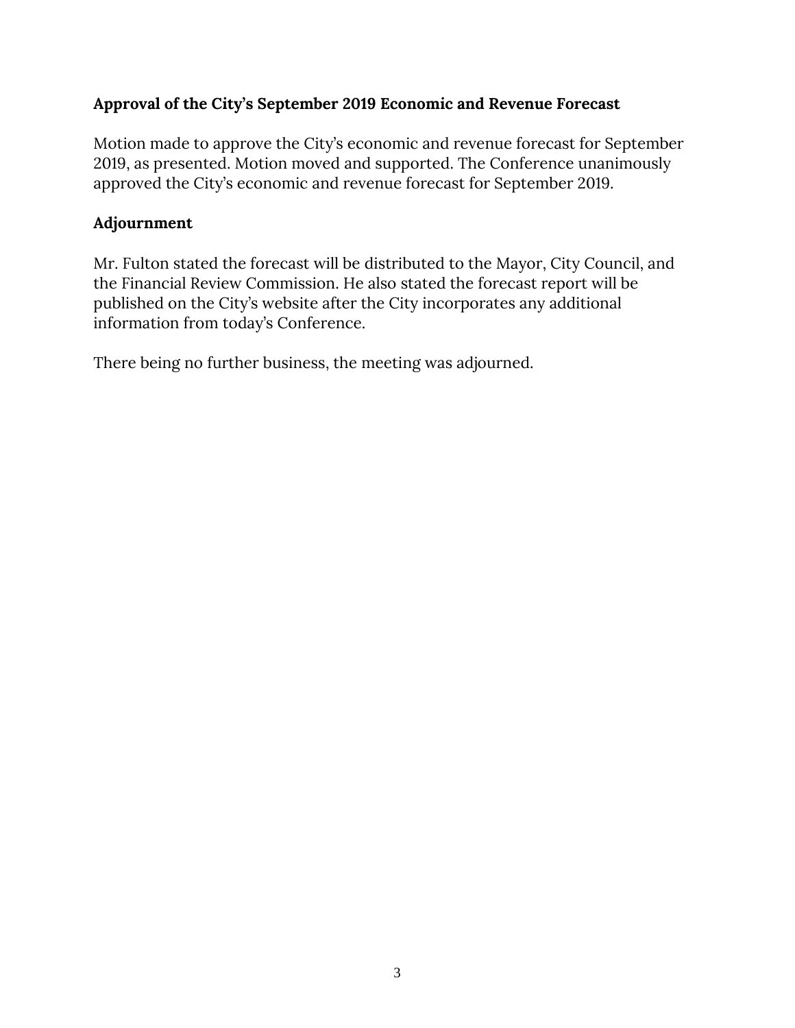**Approval of the City's September 2019 Economic and Revenue Forecast**

Motion made to approve the City's economic and revenue forecast for September 2019, as presented. Motion moved and supported. The Conference unanimously approved the City's economic and revenue forecast for September 2019.

**Adjournment**

Mr. Fulton stated the forecast will be distributed to the Mayor, City Council, and the Financial Review Commission. He also stated the forecast report will be published on the City's website after the City incorporates any additional information from today's Conference.

There being no further business, the meeting was adjourned.